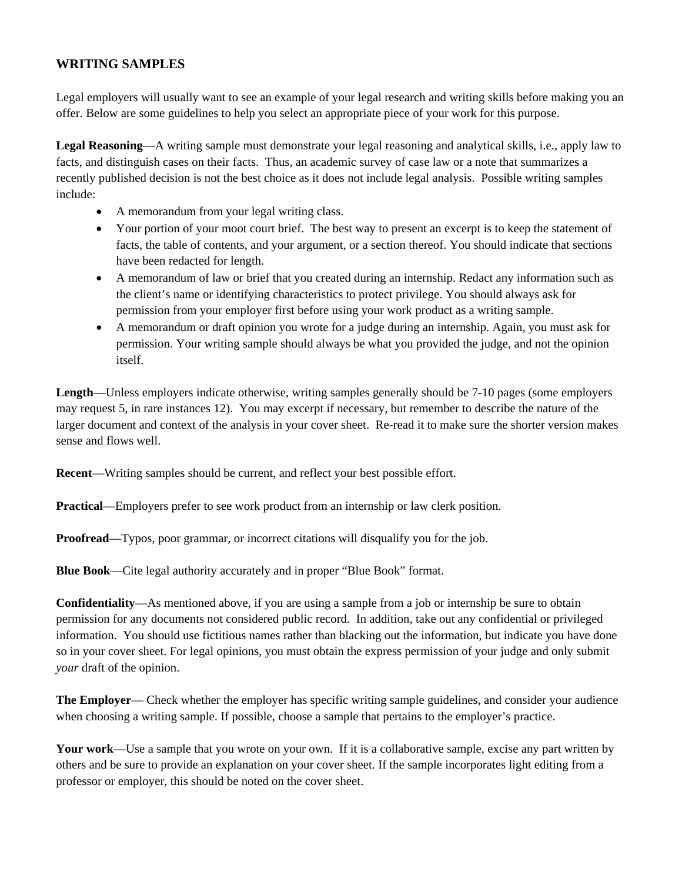## WRITING SAMPLES

Legal employers will usually want to see an example of your legal research and writing skills before making you an offer. Below are some guidelines to help you select an appropriate piece of your work for this purpose.

**Legal Reasoning**—A writing sample must demonstrate your legal reasoning and analytical skills, i.e., apply law to facts, and distinguish cases on their facts. Thus, an academic survey of case law or a note that summarizes a recently published decision is not the best choice as it does not include legal analysis. Possible writing samples include:

- A memorandum from your legal writing class.
- Your portion of your moot court brief. The best way to present an excerpt is to keep the statement of facts, the table of contents, and your argument, or a section thereof. You should indicate that sections have been redacted for length.
- A memorandum of law or brief that you created during an internship. Redact any information such as the client's name or identifying characteristics to protect privilege. You should always ask for permission from your employer first before using your work product as a writing sample.
- A memorandum or draft opinion you wrote for a judge during an internship. Again, you must ask for permission. Your writing sample should always be what you provided the judge, and not the opinion itself.

**Length**—Unless employers indicate otherwise, writing samples generally should be 7-10 pages (some employers may request 5, in rare instances 12). You may excerpt if necessary, but remember to describe the nature of the larger document and context of the analysis in your cover sheet. Re-read it to make sure the shorter version makes sense and flows well.

**Recent**—Writing samples should be current, and reflect your best possible effort.

**Practical**—Employers prefer to see work product from an internship or law clerk position.

**Proofread**—Typos, poor grammar, or incorrect citations will disqualify you for the job.

**Blue Book**—Cite legal authority accurately and in proper "Blue Book" format.

**Confidentiality**—As mentioned above, if you are using a sample from a job or internship be sure to obtain permission for any documents not considered public record. In addition, take out any confidential or privileged information. You should use fictitious names rather than blacking out the information, but indicate you have done so in your cover sheet. For legal opinions, you must obtain the express permission of your judge and only submit *your* draft of the opinion.

**The Employer**— Check whether the employer has specific writing sample guidelines, and consider your audience when choosing a writing sample. If possible, choose a sample that pertains to the employer's practice.

**Your work**—Use a sample that you wrote on your own. If it is a collaborative sample, excise any part written by others and be sure to provide an explanation on your cover sheet. If the sample incorporates light editing from a professor or employer, this should be noted on the cover sheet.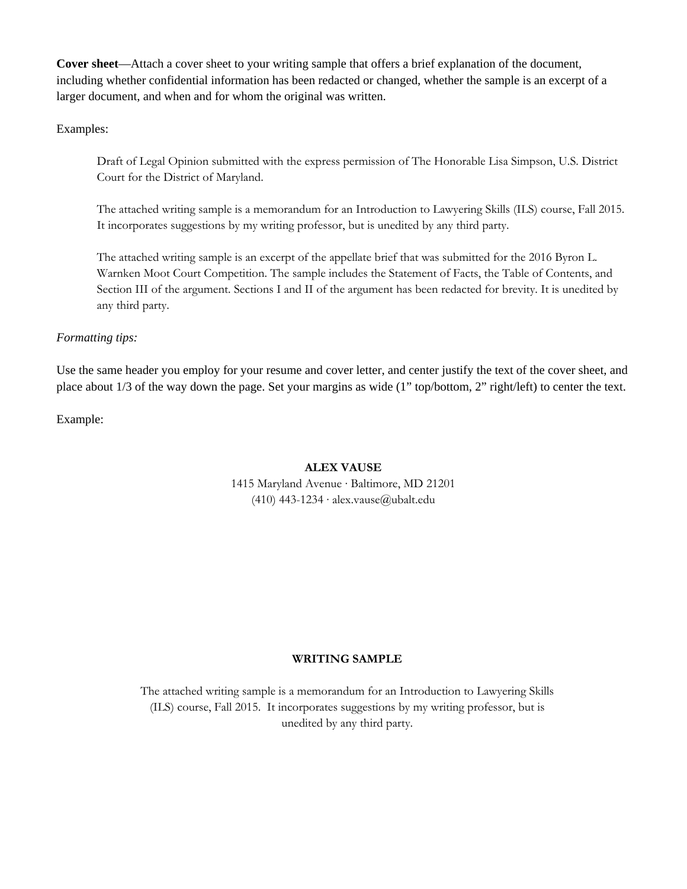**Cover sheet**—Attach a cover sheet to your writing sample that offers a brief explanation of the document, including whether confidential information has been redacted or changed, whether the sample is an excerpt of a larger document, and when and for whom the original was written.

Examples:

> Draft of Legal Opinion submitted with the express permission of The Honorable Lisa Simpson, U.S. District Court for the District of Maryland.
>
> The attached writing sample is a memorandum for an Introduction to Lawyering Skills (ILS) course, Fall 2015. It incorporates suggestions by my writing professor, but is unedited by any third party.
>
> The attached writing sample is an excerpt of the appellate brief that was submitted for the 2016 Byron L. Warnken Moot Court Competition. The sample includes the Statement of Facts, the Table of Contents, and Section III of the argument. Sections I and II of the argument has been redacted for brevity. It is unedited by any third party.

*Formatting tips:*

Use the same header you employ for your resume and cover letter, and center justify the text of the cover sheet, and place about 1/3 of the way down the page. Set your margins as wide (1" top/bottom, 2" right/left) to center the text.

Example:

**ALEX VAUSE**
1415 Maryland Avenue · Baltimore, MD 21201
(410) 443-1234 · alex.vause@ubalt.edu

**WRITING SAMPLE**

The attached writing sample is a memorandum for an Introduction to Lawyering Skills (ILS) course, Fall 2015. It incorporates suggestions by my writing professor, but is unedited by any third party.